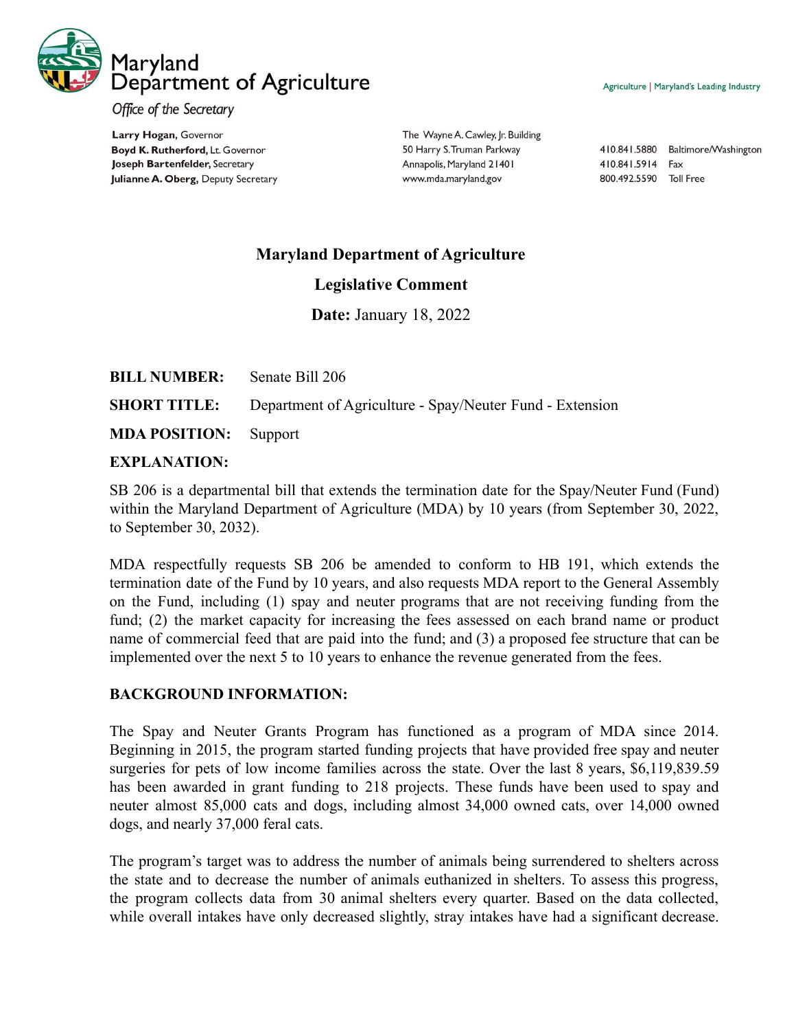# Maryland Department of Agriculture

*Office of the Secretary*

Agriculture | Maryland's Leading Industry

**Larry Hogan,** Governor
**Boyd K. Rutherford,** Lt. Governor
**Joseph Bartenfelder,** Secretary
**Julianne A. Oberg,** Deputy Secretary

The Wayne A. Cawley, Jr. Building
50 Harry S. Truman Parkway
Annapolis, Maryland 21401
www.mda.maryland.gov

410.841.5880 Baltimore/Washington
410.841.5914 Fax
800.492.5590 Toll Free

## Maryland Department of Agriculture

## Legislative Comment

**Date:** January 18, 2022

**BILL NUMBER:** Senate Bill 206

**SHORT TITLE:** Department of Agriculture - Spay/Neuter Fund - Extension

**MDA POSITION:** Support

**EXPLANATION:**

SB 206 is a departmental bill that extends the termination date for the Spay/Neuter Fund (Fund) within the Maryland Department of Agriculture (MDA) by 10 years (from September 30, 2022, to September 30, 2032).

MDA respectfully requests SB 206 be amended to conform to HB 191, which extends the termination date of the Fund by 10 years, and also requests MDA report to the General Assembly on the Fund, including (1) spay and neuter programs that are not receiving funding from the fund; (2) the market capacity for increasing the fees assessed on each brand name or product name of commercial feed that are paid into the fund; and (3) a proposed fee structure that can be implemented over the next 5 to 10 years to enhance the revenue generated from the fees.

**BACKGROUND INFORMATION:**

The Spay and Neuter Grants Program has functioned as a program of MDA since 2014. Beginning in 2015, the program started funding projects that have provided free spay and neuter surgeries for pets of low income families across the state. Over the last 8 years, $6,119,839.59 has been awarded in grant funding to 218 projects. These funds have been used to spay and neuter almost 85,000 cats and dogs, including almost 34,000 owned cats, over 14,000 owned dogs, and nearly 37,000 feral cats.

The program's target was to address the number of animals being surrendered to shelters across the state and to decrease the number of animals euthanized in shelters. To assess this progress, the program collects data from 30 animal shelters every quarter. Based on the data collected, while overall intakes have only decreased slightly, stray intakes have had a significant decrease.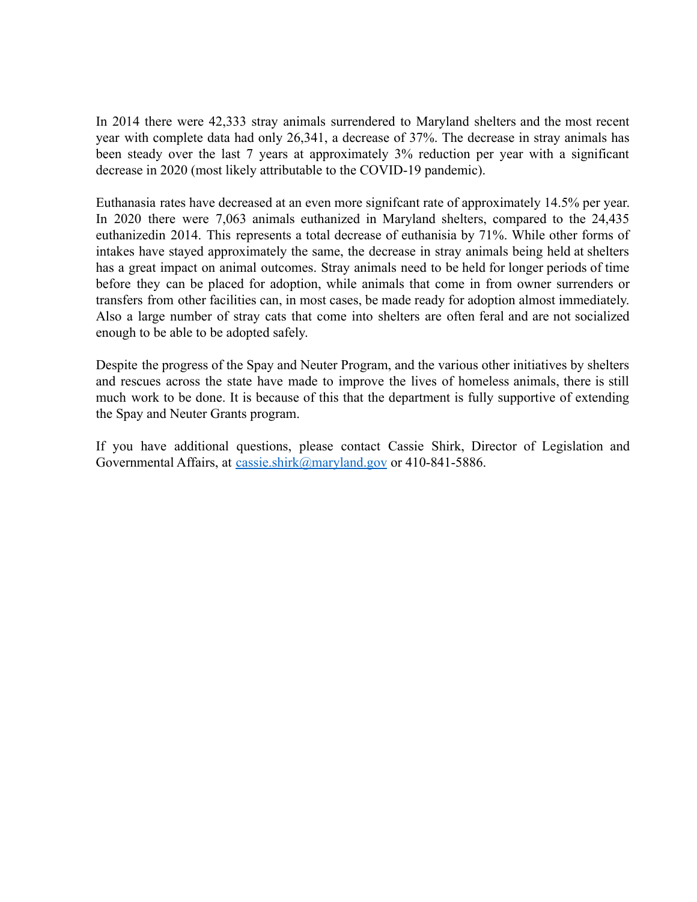In 2014 there were 42,333 stray animals surrendered to Maryland shelters and the most recent year with complete data had only 26,341, a decrease of 37%. The decrease in stray animals has been steady over the last 7 years at approximately 3% reduction per year with a significant decrease in 2020 (most likely attributable to the COVID-19 pandemic).

Euthanasia rates have decreased at an even more signifcant rate of approximately 14.5% per year. In 2020 there were 7,063 animals euthanized in Maryland shelters, compared to the 24,435 euthanizedin 2014. This represents a total decrease of euthanisia by 71%. While other forms of intakes have stayed approximately the same, the decrease in stray animals being held at shelters has a great impact on animal outcomes. Stray animals need to be held for longer periods of time before they can be placed for adoption, while animals that come in from owner surrenders or transfers from other facilities can, in most cases, be made ready for adoption almost immediately. Also a large number of stray cats that come into shelters are often feral and are not socialized enough to be able to be adopted safely.

Despite the progress of the Spay and Neuter Program, and the various other initiatives by shelters and rescues across the state have made to improve the lives of homeless animals, there is still much work to be done. It is because of this that the department is fully supportive of extending the Spay and Neuter Grants program.

If you have additional questions, please contact Cassie Shirk, Director of Legislation and Governmental Affairs, at cassie.shirk@maryland.gov or 410-841-5886.